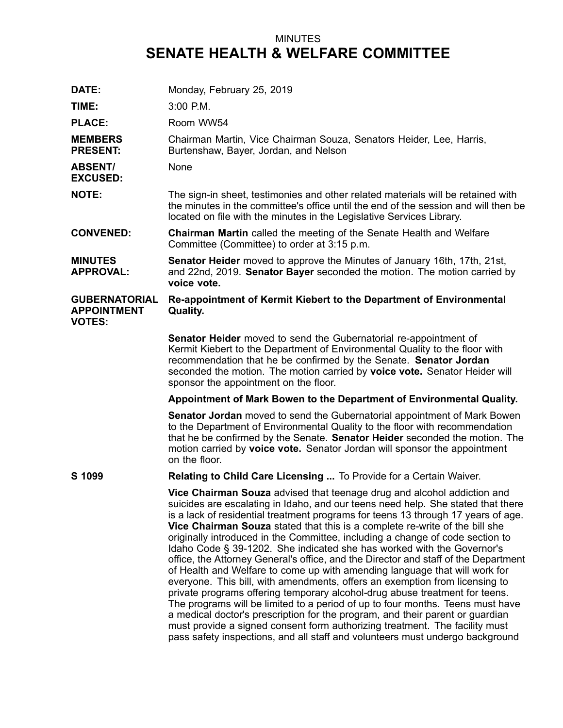MINUTES

# SENATE HEALTH & WELFARE COMMITTEE

**DATE:** Monday, February 25, 2019

**TIME:** 3:00 P.M.

**PLACE:** Room WW54

**MEMBERS PRESENT:** Chairman Martin, Vice Chairman Souza, Senators Heider, Lee, Harris, Burtenshaw, Bayer, Jordan, and Nelson

**ABSENT/ EXCUSED:** None

**NOTE:** The sign-in sheet, testimonies and other related materials will be retained with the minutes in the committee's office until the end of the session and will then be located on file with the minutes in the Legislative Services Library.

**CONVENED:** **Chairman Martin** called the meeting of the Senate Health and Welfare Committee (Committee) to order at 3:15 p.m.

**MINUTES APPROVAL:** **Senator Heider** moved to approve the Minutes of January 16th, 17th, 21st, and 22nd, 2019. **Senator Bayer** seconded the motion. The motion carried by **voice vote.**

**GUBERNATORIAL APPOINTMENT VOTES:** **Re-appointment of Kermit Kiebert to the Department of Environmental Quality.**

**Senator Heider** moved to send the Gubernatorial re-appointment of Kermit Kiebert to the Department of Environmental Quality to the floor with recommendation that he be confirmed by the Senate. **Senator Jordan** seconded the motion. The motion carried by **voice vote.** Senator Heider will sponsor the appointment on the floor.

**Appointment of Mark Bowen to the Department of Environmental Quality.**

**Senator Jordan** moved to send the Gubernatorial appointment of Mark Bowen to the Department of Environmental Quality to the floor with recommendation that he be confirmed by the Senate. **Senator Heider** seconded the motion. The motion carried by **voice vote.** Senator Jordan will sponsor the appointment on the floor.

**S 1099** **Relating to Child Care Licensing ...** To Provide for a Certain Waiver.

**Vice Chairman Souza** advised that teenage drug and alcohol addiction and suicides are escalating in Idaho, and our teens need help. She stated that there is a lack of residential treatment programs for teens 13 through 17 years of age. **Vice Chairman Souza** stated that this is a complete re-write of the bill she originally introduced in the Committee, including a change of code section to Idaho Code § 39-1202. She indicated she has worked with the Governor's office, the Attorney General's office, and the Director and staff of the Department of Health and Welfare to come up with amending language that will work for everyone. This bill, with amendments, offers an exemption from licensing to private programs offering temporary alcohol-drug abuse treatment for teens. The programs will be limited to a period of up to four months. Teens must have a medical doctor's prescription for the program, and their parent or guardian must provide a signed consent form authorizing treatment. The facility must pass safety inspections, and all staff and volunteers must undergo background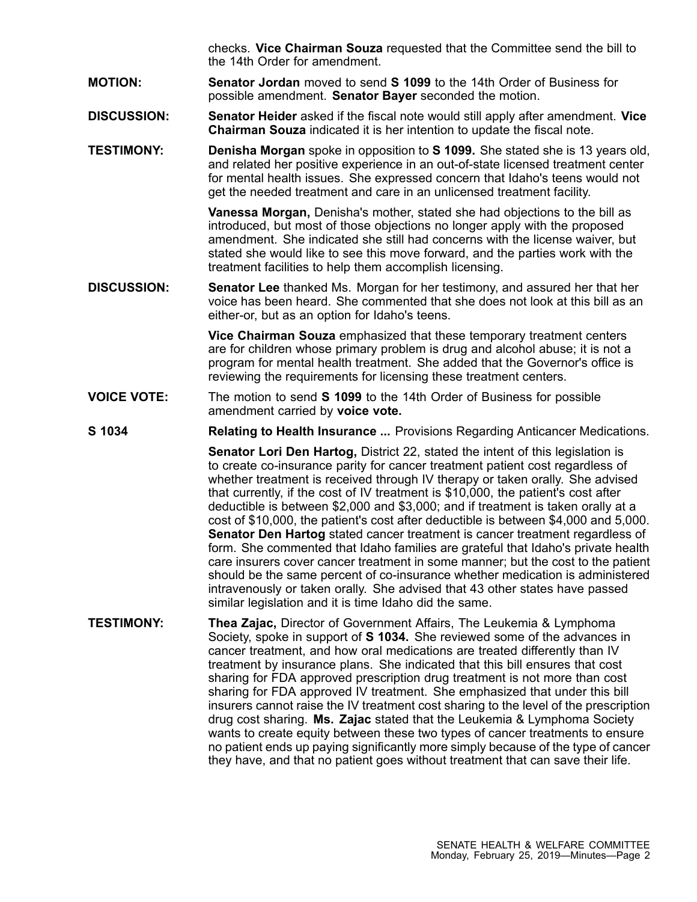checks. **Vice Chairman Souza** requested that the Committee send the bill to the 14th Order for amendment.

**MOTION:** **Senator Jordan** moved to send **S 1099** to the 14th Order of Business for possible amendment. **Senator Bayer** seconded the motion.

**DISCUSSION:** **Senator Heider** asked if the fiscal note would still apply after amendment. **Vice Chairman Souza** indicated it is her intention to update the fiscal note.

**TESTIMONY:** **Denisha Morgan** spoke in opposition to **S 1099.** She stated she is 13 years old, and related her positive experience in an out-of-state licensed treatment center for mental health issues. She expressed concern that Idaho's teens would not get the needed treatment and care in an unlicensed treatment facility.

**Vanessa Morgan,** Denisha's mother, stated she had objections to the bill as introduced, but most of those objections no longer apply with the proposed amendment. She indicated she still had concerns with the license waiver, but stated she would like to see this move forward, and the parties work with the treatment facilities to help them accomplish licensing.

**DISCUSSION:** **Senator Lee** thanked Ms. Morgan for her testimony, and assured her that her voice has been heard. She commented that she does not look at this bill as an either-or, but as an option for Idaho's teens.

**Vice Chairman Souza** emphasized that these temporary treatment centers are for children whose primary problem is drug and alcohol abuse; it is not a program for mental health treatment. She added that the Governor's office is reviewing the requirements for licensing these treatment centers.

**VOICE VOTE:** The motion to send **S 1099** to the 14th Order of Business for possible amendment carried by **voice vote.**

**S 1034** **Relating to Health Insurance ...** Provisions Regarding Anticancer Medications.

**Senator Lori Den Hartog,** District 22, stated the intent of this legislation is to create co-insurance parity for cancer treatment patient cost regardless of whether treatment is received through IV therapy or taken orally. She advised that currently, if the cost of IV treatment is $10,000, the patient's cost after deductible is between $2,000 and $3,000; and if treatment is taken orally at a cost of $10,000, the patient's cost after deductible is between $4,000 and 5,000. **Senator Den Hartog** stated cancer treatment is cancer treatment regardless of form. She commented that Idaho families are grateful that Idaho's private health care insurers cover cancer treatment in some manner; but the cost to the patient should be the same percent of co-insurance whether medication is administered intravenously or taken orally. She advised that 43 other states have passed similar legislation and it is time Idaho did the same.

**TESTIMONY:** **Thea Zajac,** Director of Government Affairs, The Leukemia & Lymphoma Society, spoke in support of **S 1034.** She reviewed some of the advances in cancer treatment, and how oral medications are treated differently than IV treatment by insurance plans. She indicated that this bill ensures that cost sharing for FDA approved prescription drug treatment is not more than cost sharing for FDA approved IV treatment. She emphasized that under this bill insurers cannot raise the IV treatment cost sharing to the level of the prescription drug cost sharing. **Ms. Zajac** stated that the Leukemia & Lymphoma Society wants to create equity between these two types of cancer treatments to ensure no patient ends up paying significantly more simply because of the type of cancer they have, and that no patient goes without treatment that can save their life.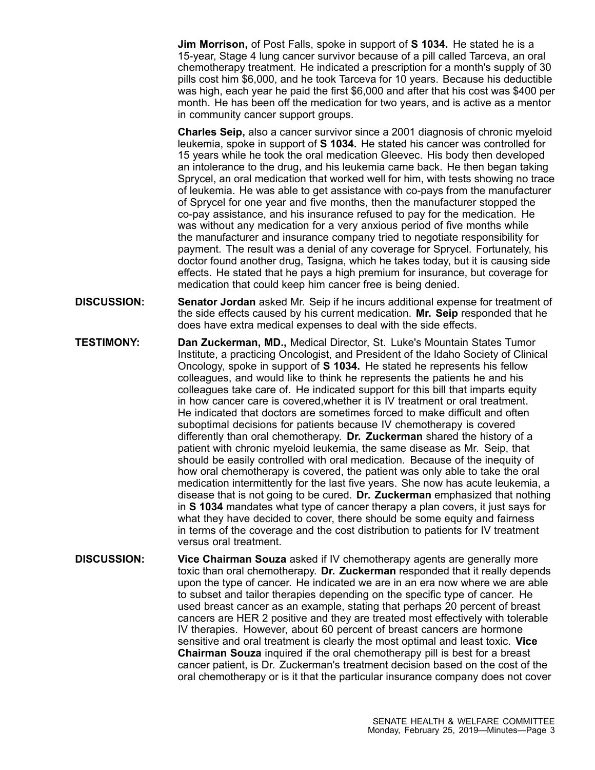**Jim Morrison,** of Post Falls, spoke in support of **S 1034.** He stated he is a 15-year, Stage 4 lung cancer survivor because of a pill called Tarceva, an oral chemotherapy treatment. He indicated a prescription for a month's supply of 30 pills cost him $6,000, and he took Tarceva for 10 years. Because his deductible was high, each year he paid the first $6,000 and after that his cost was $400 per month. He has been off the medication for two years, and is active as a mentor in community cancer support groups.

**Charles Seip,** also a cancer survivor since a 2001 diagnosis of chronic myeloid leukemia, spoke in support of **S 1034.** He stated his cancer was controlled for 15 years while he took the oral medication Gleevec. His body then developed an intolerance to the drug, and his leukemia came back. He then began taking Sprycel, an oral medication that worked well for him, with tests showing no trace of leukemia. He was able to get assistance with co-pays from the manufacturer of Sprycel for one year and five months, then the manufacturer stopped the co-pay assistance, and his insurance refused to pay for the medication. He was without any medication for a very anxious period of five months while the manufacturer and insurance company tried to negotiate responsibility for payment. The result was a denial of any coverage for Sprycel. Fortunately, his doctor found another drug, Tasigna, which he takes today, but it is causing side effects. He stated that he pays a high premium for insurance, but coverage for medication that could keep him cancer free is being denied.

**DISCUSSION:** **Senator Jordan** asked Mr. Seip if he incurs additional expense for treatment of the side effects caused by his current medication. **Mr. Seip** responded that he does have extra medical expenses to deal with the side effects.

**TESTIMONY:** **Dan Zuckerman, MD.,** Medical Director, St. Luke's Mountain States Tumor Institute, a practicing Oncologist, and President of the Idaho Society of Clinical Oncology, spoke in support of **S 1034.** He stated he represents his fellow colleagues, and would like to think he represents the patients he and his colleagues take care of. He indicated support for this bill that imparts equity in how cancer care is covered,whether it is IV treatment or oral treatment. He indicated that doctors are sometimes forced to make difficult and often suboptimal decisions for patients because IV chemotherapy is covered differently than oral chemotherapy. **Dr. Zuckerman** shared the history of a patient with chronic myeloid leukemia, the same disease as Mr. Seip, that should be easily controlled with oral medication. Because of the inequity of how oral chemotherapy is covered, the patient was only able to take the oral medication intermittently for the last five years. She now has acute leukemia, a disease that is not going to be cured. **Dr. Zuckerman** emphasized that nothing in **S 1034** mandates what type of cancer therapy a plan covers, it just says for what they have decided to cover, there should be some equity and fairness in terms of the coverage and the cost distribution to patients for IV treatment versus oral treatment.

**DISCUSSION:** **Vice Chairman Souza** asked if IV chemotherapy agents are generally more toxic than oral chemotherapy. **Dr. Zuckerman** responded that it really depends upon the type of cancer. He indicated we are in an era now where we are able to subset and tailor therapies depending on the specific type of cancer. He used breast cancer as an example, stating that perhaps 20 percent of breast cancers are HER 2 positive and they are treated most effectively with tolerable IV therapies. However, about 60 percent of breast cancers are hormone sensitive and oral treatment is clearly the most optimal and least toxic. **Vice Chairman Souza** inquired if the oral chemotherapy pill is best for a breast cancer patient, is Dr. Zuckerman's treatment decision based on the cost of the oral chemotherapy or is it that the particular insurance company does not cover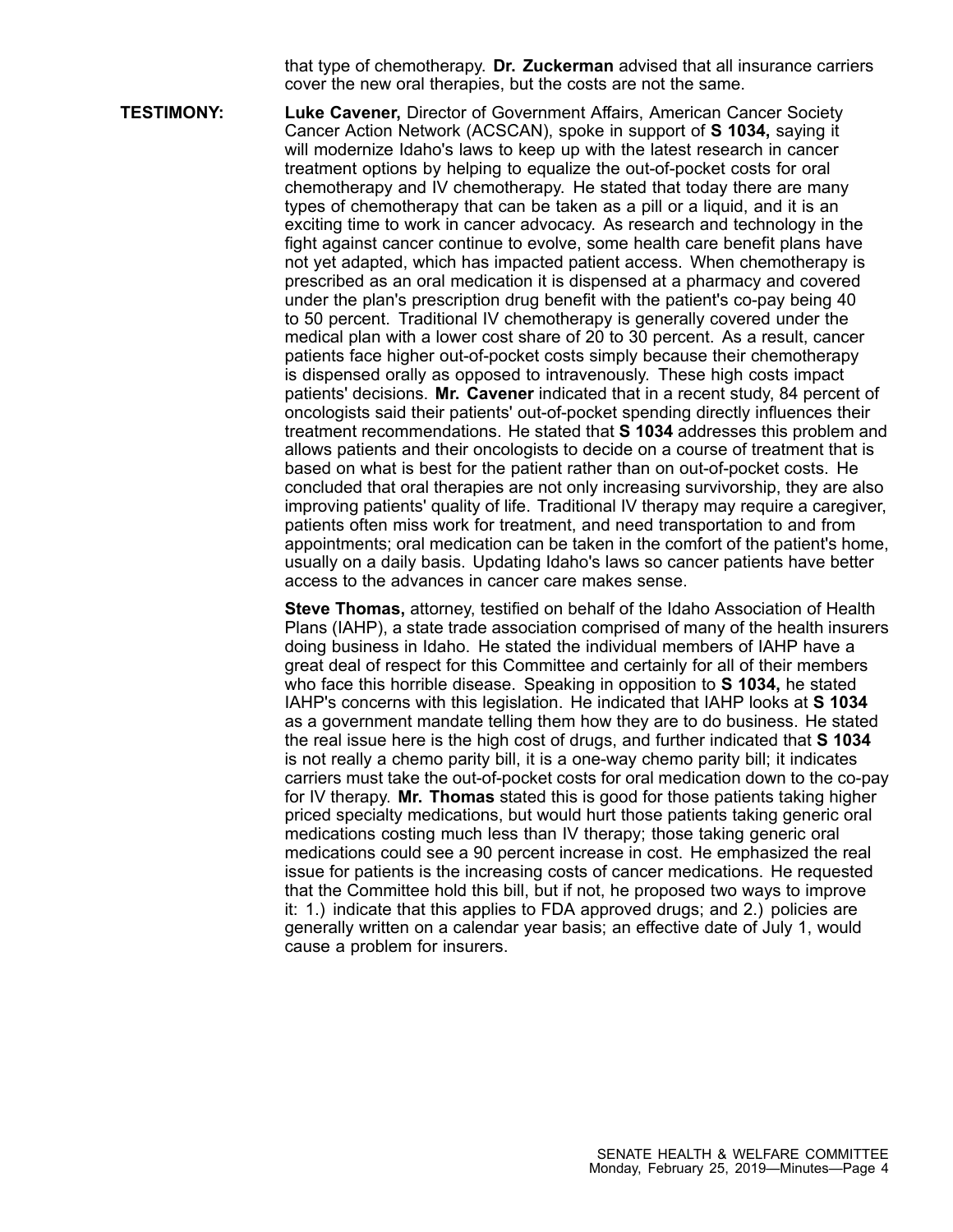that type of chemotherapy. **Dr. Zuckerman** advised that all insurance carriers cover the new oral therapies, but the costs are not the same.

**TESTIMONY:** **Luke Cavener,** Director of Government Affairs, American Cancer Society Cancer Action Network (ACSCAN), spoke in support of **S 1034,** saying it will modernize Idaho's laws to keep up with the latest research in cancer treatment options by helping to equalize the out-of-pocket costs for oral chemotherapy and IV chemotherapy. He stated that today there are many types of chemotherapy that can be taken as a pill or a liquid, and it is an exciting time to work in cancer advocacy. As research and technology in the fight against cancer continue to evolve, some health care benefit plans have not yet adapted, which has impacted patient access. When chemotherapy is prescribed as an oral medication it is dispensed at a pharmacy and covered under the plan's prescription drug benefit with the patient's co-pay being 40 to 50 percent. Traditional IV chemotherapy is generally covered under the medical plan with a lower cost share of 20 to 30 percent. As a result, cancer patients face higher out-of-pocket costs simply because their chemotherapy is dispensed orally as opposed to intravenously. These high costs impact patients' decisions. **Mr. Cavener** indicated that in a recent study, 84 percent of oncologists said their patients' out-of-pocket spending directly influences their treatment recommendations. He stated that **S 1034** addresses this problem and allows patients and their oncologists to decide on a course of treatment that is based on what is best for the patient rather than on out-of-pocket costs. He concluded that oral therapies are not only increasing survivorship, they are also improving patients' quality of life. Traditional IV therapy may require a caregiver, patients often miss work for treatment, and need transportation to and from appointments; oral medication can be taken in the comfort of the patient's home, usually on a daily basis. Updating Idaho's laws so cancer patients have better access to the advances in cancer care makes sense.

**Steve Thomas,** attorney, testified on behalf of the Idaho Association of Health Plans (IAHP), a state trade association comprised of many of the health insurers doing business in Idaho. He stated the individual members of IAHP have a great deal of respect for this Committee and certainly for all of their members who face this horrible disease. Speaking in opposition to **S 1034,** he stated IAHP's concerns with this legislation. He indicated that IAHP looks at **S 1034** as a government mandate telling them how they are to do business. He stated the real issue here is the high cost of drugs, and further indicated that **S 1034** is not really a chemo parity bill, it is a one-way chemo parity bill; it indicates carriers must take the out-of-pocket costs for oral medication down to the co-pay for IV therapy. **Mr. Thomas** stated this is good for those patients taking higher priced specialty medications, but would hurt those patients taking generic oral medications costing much less than IV therapy; those taking generic oral medications could see a 90 percent increase in cost. He emphasized the real issue for patients is the increasing costs of cancer medications. He requested that the Committee hold this bill, but if not, he proposed two ways to improve it: 1.) indicate that this applies to FDA approved drugs; and 2.) policies are generally written on a calendar year basis; an effective date of July 1, would cause a problem for insurers.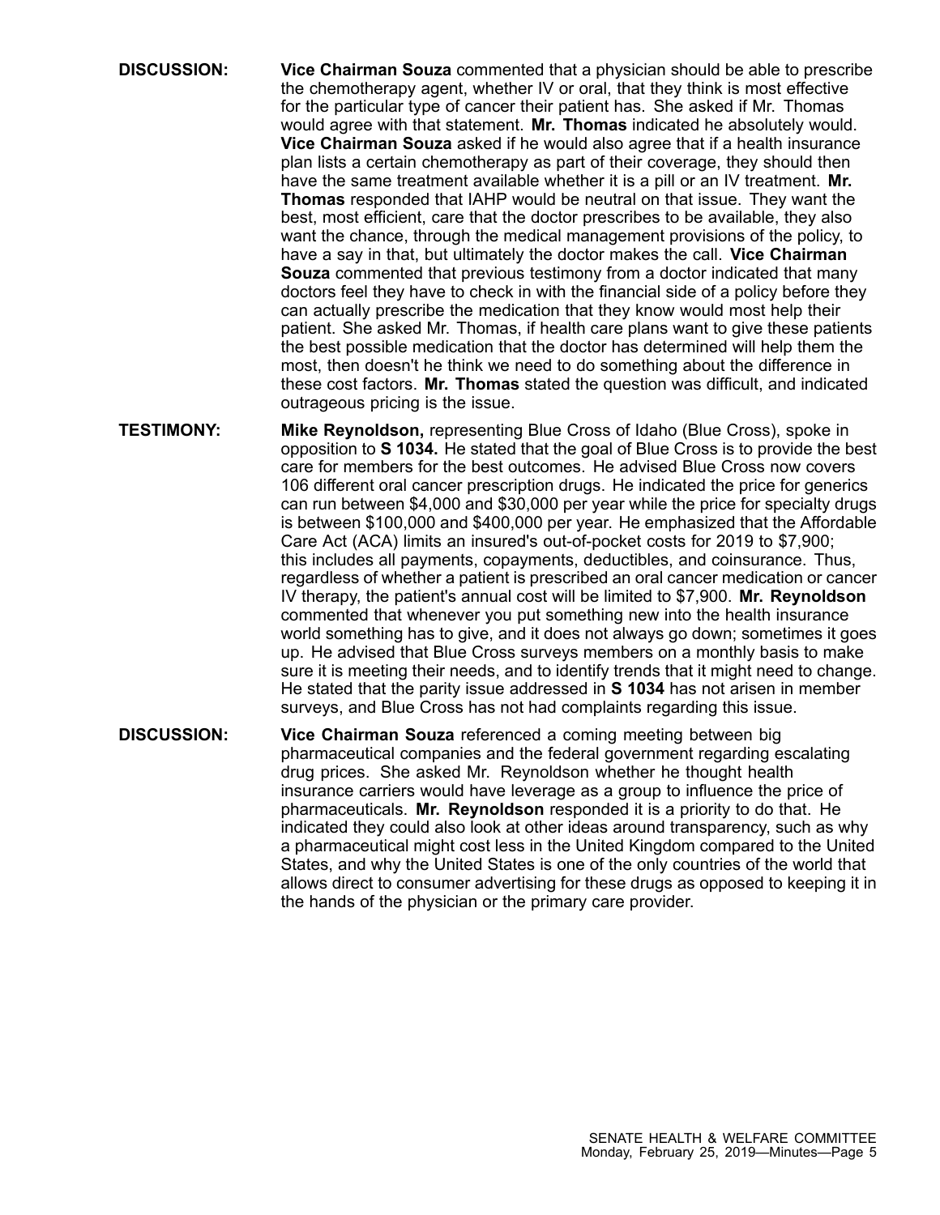**DISCUSSION:** **Vice Chairman Souza** commented that a physician should be able to prescribe the chemotherapy agent, whether IV or oral, that they think is most effective for the particular type of cancer their patient has. She asked if Mr. Thomas would agree with that statement. **Mr. Thomas** indicated he absolutely would. **Vice Chairman Souza** asked if he would also agree that if a health insurance plan lists a certain chemotherapy as part of their coverage, they should then have the same treatment available whether it is a pill or an IV treatment. **Mr. Thomas** responded that IAHP would be neutral on that issue. They want the best, most efficient, care that the doctor prescribes to be available, they also want the chance, through the medical management provisions of the policy, to have a say in that, but ultimately the doctor makes the call. **Vice Chairman Souza** commented that previous testimony from a doctor indicated that many doctors feel they have to check in with the financial side of a policy before they can actually prescribe the medication that they know would most help their patient. She asked Mr. Thomas, if health care plans want to give these patients the best possible medication that the doctor has determined will help them the most, then doesn't he think we need to do something about the difference in these cost factors. **Mr. Thomas** stated the question was difficult, and indicated outrageous pricing is the issue.

**TESTIMONY:** **Mike Reynoldson,** representing Blue Cross of Idaho (Blue Cross), spoke in opposition to **S 1034.** He stated that the goal of Blue Cross is to provide the best care for members for the best outcomes. He advised Blue Cross now covers 106 different oral cancer prescription drugs. He indicated the price for generics can run between $4,000 and $30,000 per year while the price for specialty drugs is between $100,000 and $400,000 per year. He emphasized that the Affordable Care Act (ACA) limits an insured's out-of-pocket costs for 2019 to $7,900; this includes all payments, copayments, deductibles, and coinsurance. Thus, regardless of whether a patient is prescribed an oral cancer medication or cancer IV therapy, the patient's annual cost will be limited to $7,900. **Mr. Reynoldson** commented that whenever you put something new into the health insurance world something has to give, and it does not always go down; sometimes it goes up. He advised that Blue Cross surveys members on a monthly basis to make sure it is meeting their needs, and to identify trends that it might need to change. He stated that the parity issue addressed in **S 1034** has not arisen in member surveys, and Blue Cross has not had complaints regarding this issue.

**DISCUSSION:** **Vice Chairman Souza** referenced a coming meeting between big pharmaceutical companies and the federal government regarding escalating drug prices. She asked Mr. Reynoldson whether he thought health insurance carriers would have leverage as a group to influence the price of pharmaceuticals. **Mr. Reynoldson** responded it is a priority to do that. He indicated they could also look at other ideas around transparency, such as why a pharmaceutical might cost less in the United Kingdom compared to the United States, and why the United States is one of the only countries of the world that allows direct to consumer advertising for these drugs as opposed to keeping it in the hands of the physician or the primary care provider.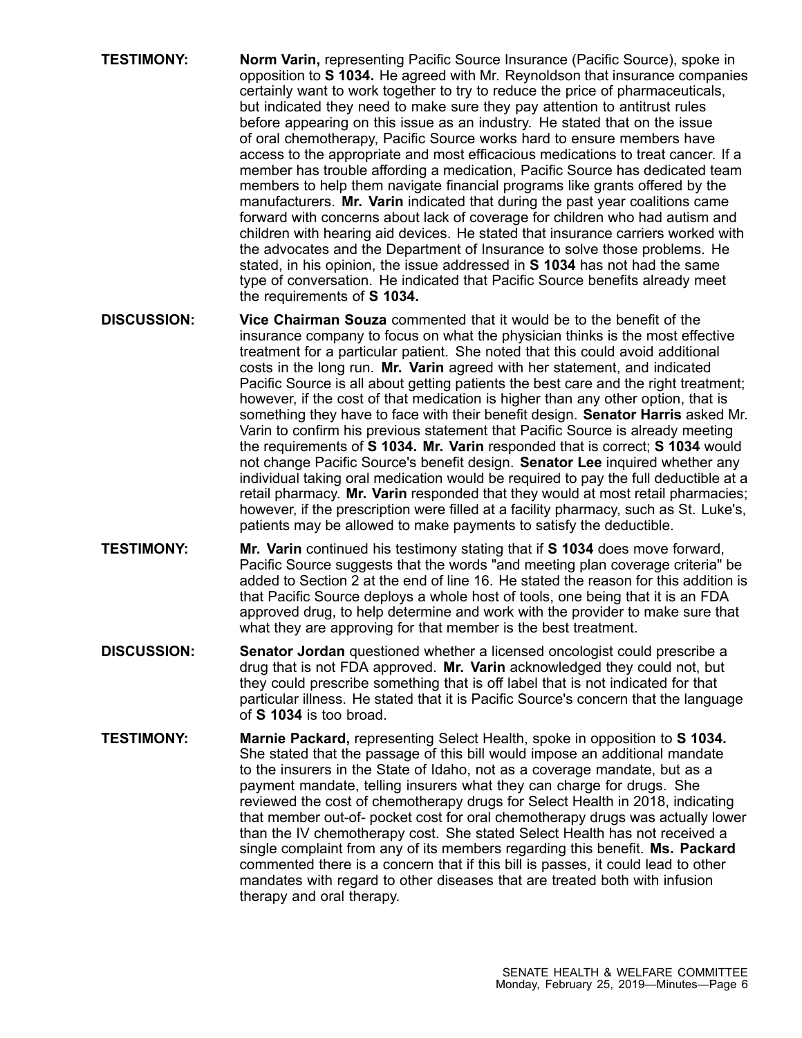**TESTIMONY:** **Norm Varin,** representing Pacific Source Insurance (Pacific Source), spoke in opposition to **S 1034.** He agreed with Mr. Reynoldson that insurance companies certainly want to work together to try to reduce the price of pharmaceuticals, but indicated they need to make sure they pay attention to antitrust rules before appearing on this issue as an industry. He stated that on the issue of oral chemotherapy, Pacific Source works hard to ensure members have access to the appropriate and most efficacious medications to treat cancer. If a member has trouble affording a medication, Pacific Source has dedicated team members to help them navigate financial programs like grants offered by the manufacturers. **Mr. Varin** indicated that during the past year coalitions came forward with concerns about lack of coverage for children who had autism and children with hearing aid devices. He stated that insurance carriers worked with the advocates and the Department of Insurance to solve those problems. He stated, in his opinion, the issue addressed in **S 1034** has not had the same type of conversation. He indicated that Pacific Source benefits already meet the requirements of **S 1034.**

**DISCUSSION:** **Vice Chairman Souza** commented that it would be to the benefit of the insurance company to focus on what the physician thinks is the most effective treatment for a particular patient. She noted that this could avoid additional costs in the long run. **Mr. Varin** agreed with her statement, and indicated Pacific Source is all about getting patients the best care and the right treatment; however, if the cost of that medication is higher than any other option, that is something they have to face with their benefit design. **Senator Harris** asked Mr. Varin to confirm his previous statement that Pacific Source is already meeting the requirements of **S 1034. Mr. Varin** responded that is correct; **S 1034** would not change Pacific Source's benefit design. **Senator Lee** inquired whether any individual taking oral medication would be required to pay the full deductible at a retail pharmacy. **Mr. Varin** responded that they would at most retail pharmacies; however, if the prescription were filled at a facility pharmacy, such as St. Luke's, patients may be allowed to make payments to satisfy the deductible.

**TESTIMONY:** **Mr. Varin** continued his testimony stating that if **S 1034** does move forward, Pacific Source suggests that the words "and meeting plan coverage criteria" be added to Section 2 at the end of line 16. He stated the reason for this addition is that Pacific Source deploys a whole host of tools, one being that it is an FDA approved drug, to help determine and work with the provider to make sure that what they are approving for that member is the best treatment.

**DISCUSSION:** **Senator Jordan** questioned whether a licensed oncologist could prescribe a drug that is not FDA approved. **Mr. Varin** acknowledged they could not, but they could prescribe something that is off label that is not indicated for that particular illness. He stated that it is Pacific Source's concern that the language of **S 1034** is too broad.

**TESTIMONY:** **Marnie Packard,** representing Select Health, spoke in opposition to **S 1034.** She stated that the passage of this bill would impose an additional mandate to the insurers in the State of Idaho, not as a coverage mandate, but as a payment mandate, telling insurers what they can charge for drugs. She reviewed the cost of chemotherapy drugs for Select Health in 2018, indicating that member out-of- pocket cost for oral chemotherapy drugs was actually lower than the IV chemotherapy cost. She stated Select Health has not received a single complaint from any of its members regarding this benefit. **Ms. Packard** commented there is a concern that if this bill is passes, it could lead to other mandates with regard to other diseases that are treated both with infusion therapy and oral therapy.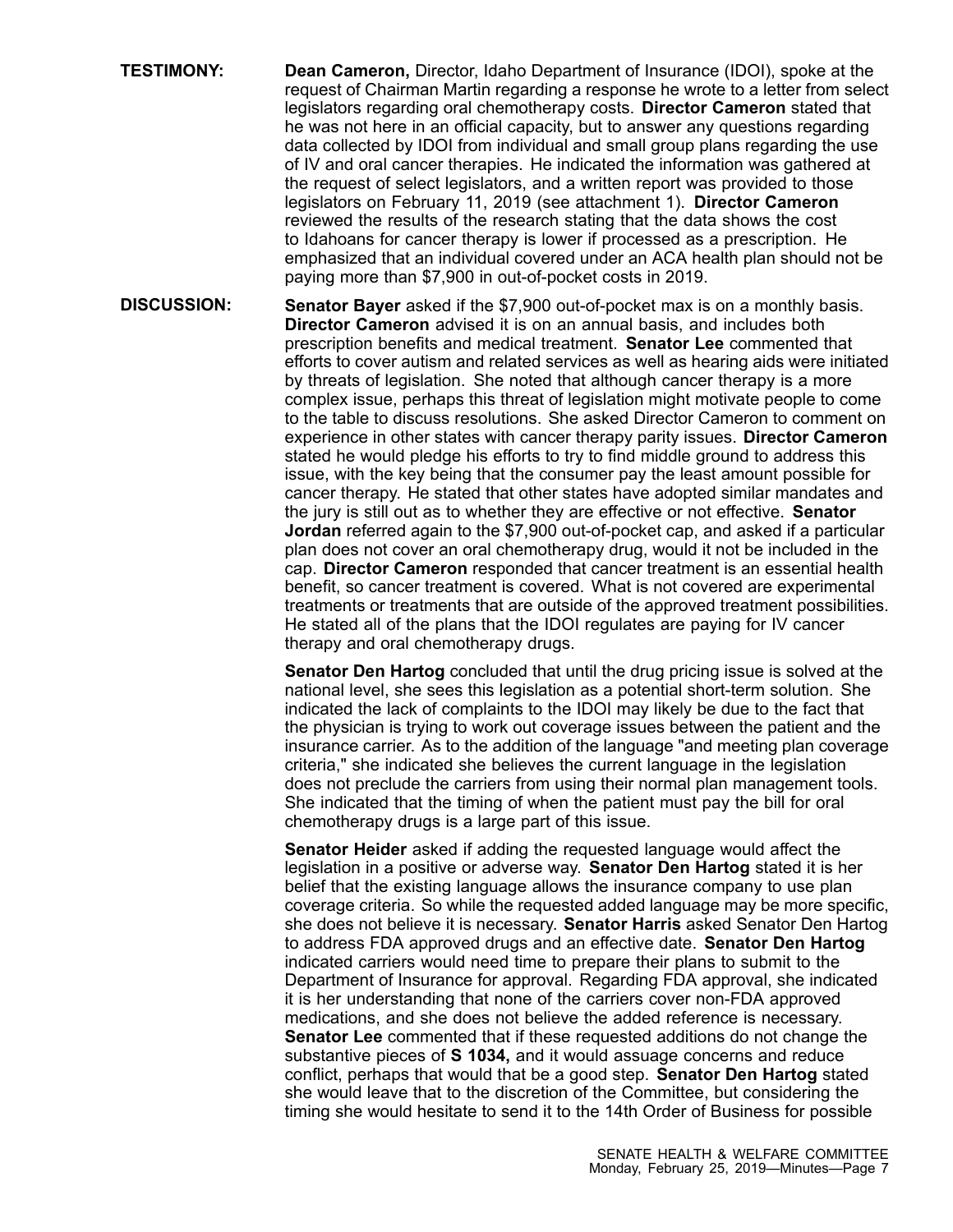**TESTIMONY:** **Dean Cameron,** Director, Idaho Department of Insurance (IDOI), spoke at the request of Chairman Martin regarding a response he wrote to a letter from select legislators regarding oral chemotherapy costs. **Director Cameron** stated that he was not here in an official capacity, but to answer any questions regarding data collected by IDOI from individual and small group plans regarding the use of IV and oral cancer therapies. He indicated the information was gathered at the request of select legislators, and a written report was provided to those legislators on February 11, 2019 (see attachment 1). **Director Cameron** reviewed the results of the research stating that the data shows the cost to Idahoans for cancer therapy is lower if processed as a prescription. He emphasized that an individual covered under an ACA health plan should not be paying more than $7,900 in out-of-pocket costs in 2019.

**DISCUSSION:** **Senator Bayer** asked if the $7,900 out-of-pocket max is on a monthly basis. **Director Cameron** advised it is on an annual basis, and includes both prescription benefits and medical treatment. **Senator Lee** commented that efforts to cover autism and related services as well as hearing aids were initiated by threats of legislation. She noted that although cancer therapy is a more complex issue, perhaps this threat of legislation might motivate people to come to the table to discuss resolutions. She asked Director Cameron to comment on experience in other states with cancer therapy parity issues. **Director Cameron** stated he would pledge his efforts to try to find middle ground to address this issue, with the key being that the consumer pay the least amount possible for cancer therapy. He stated that other states have adopted similar mandates and the jury is still out as to whether they are effective or not effective. **Senator Jordan** referred again to the $7,900 out-of-pocket cap, and asked if a particular plan does not cover an oral chemotherapy drug, would it not be included in the cap. **Director Cameron** responded that cancer treatment is an essential health benefit, so cancer treatment is covered. What is not covered are experimental treatments or treatments that are outside of the approved treatment possibilities. He stated all of the plans that the IDOI regulates are paying for IV cancer therapy and oral chemotherapy drugs.

**Senator Den Hartog** concluded that until the drug pricing issue is solved at the national level, she sees this legislation as a potential short-term solution. She indicated the lack of complaints to the IDOI may likely be due to the fact that the physician is trying to work out coverage issues between the patient and the insurance carrier. As to the addition of the language "and meeting plan coverage criteria," she indicated she believes the current language in the legislation does not preclude the carriers from using their normal plan management tools. She indicated that the timing of when the patient must pay the bill for oral chemotherapy drugs is a large part of this issue.

**Senator Heider** asked if adding the requested language would affect the legislation in a positive or adverse way. **Senator Den Hartog** stated it is her belief that the existing language allows the insurance company to use plan coverage criteria. So while the requested added language may be more specific, she does not believe it is necessary. **Senator Harris** asked Senator Den Hartog to address FDA approved drugs and an effective date. **Senator Den Hartog** indicated carriers would need time to prepare their plans to submit to the Department of Insurance for approval. Regarding FDA approval, she indicated it is her understanding that none of the carriers cover non-FDA approved medications, and she does not believe the added reference is necessary. **Senator Lee** commented that if these requested additions do not change the substantive pieces of **S 1034,** and it would assuage concerns and reduce conflict, perhaps that would that be a good step. **Senator Den Hartog** stated she would leave that to the discretion of the Committee, but considering the timing she would hesitate to send it to the 14th Order of Business for possible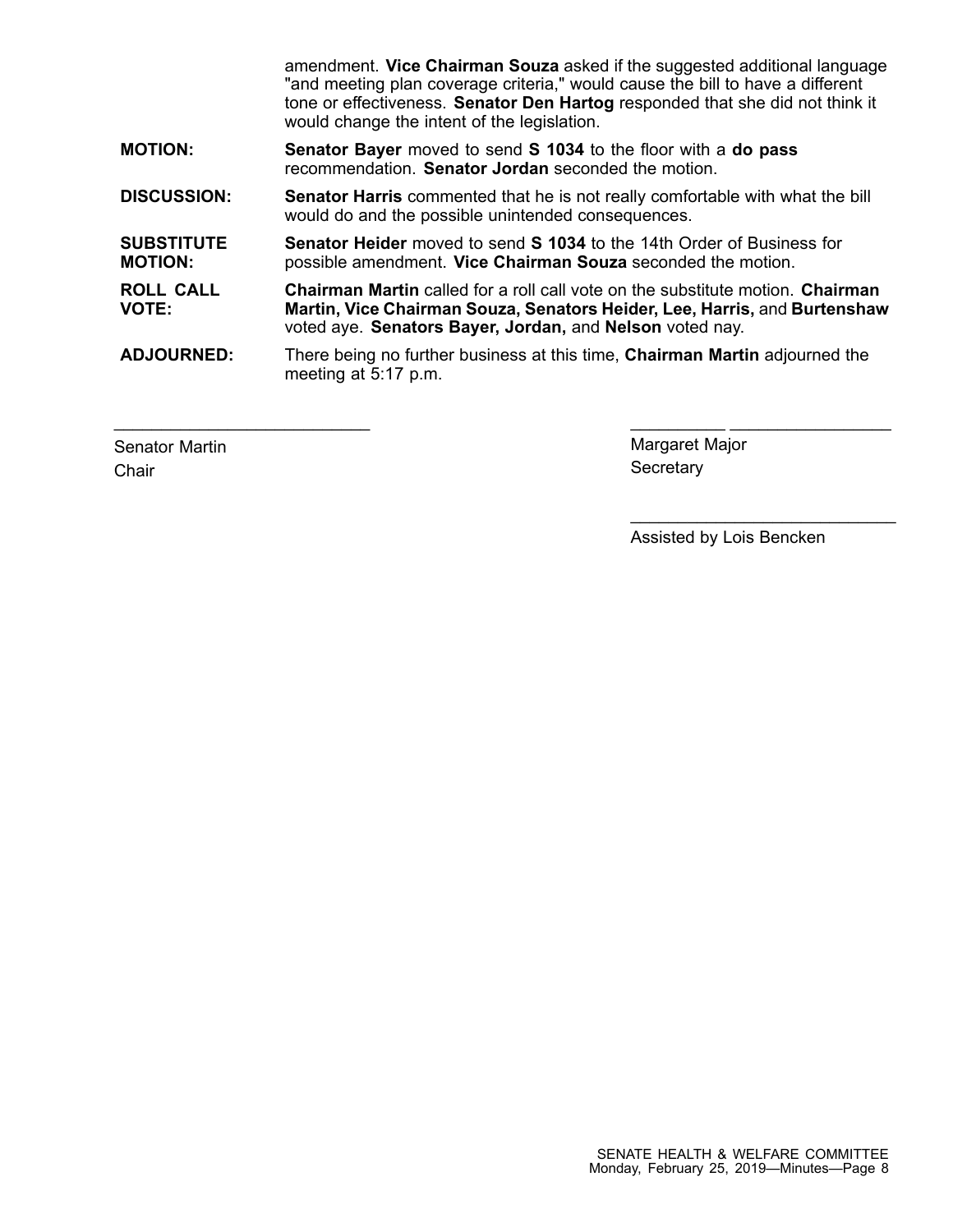amendment. **Vice Chairman Souza** asked if the suggested additional language "and meeting plan coverage criteria," would cause the bill to have a different tone or effectiveness. **Senator Den Hartog** responded that she did not think it would change the intent of the legislation.

**MOTION:** **Senator Bayer** moved to send **S 1034** to the floor with a **do pass** recommendation. **Senator Jordan** seconded the motion.

**DISCUSSION:** **Senator Harris** commented that he is not really comfortable with what the bill would do and the possible unintended consequences.

**SUBSTITUTE MOTION:** **Senator Heider** moved to send **S 1034** to the 14th Order of Business for possible amendment. **Vice Chairman Souza** seconded the motion.

**ROLL CALL VOTE:** **Chairman Martin** called for a roll call vote on the substitute motion. **Chairman Martin, Vice Chairman Souza, Senators Heider, Lee, Harris,** and **Burtenshaw** voted aye. **Senators Bayer, Jordan,** and **Nelson** voted nay.

**ADJOURNED:** There being no further business at this time, **Chairman Martin** adjourned the meeting at 5:17 p.m.

___________________________
Senator Martin
Chair

___________________________
Margaret Major
Secretary

___________________________
Assisted by Lois Bencken